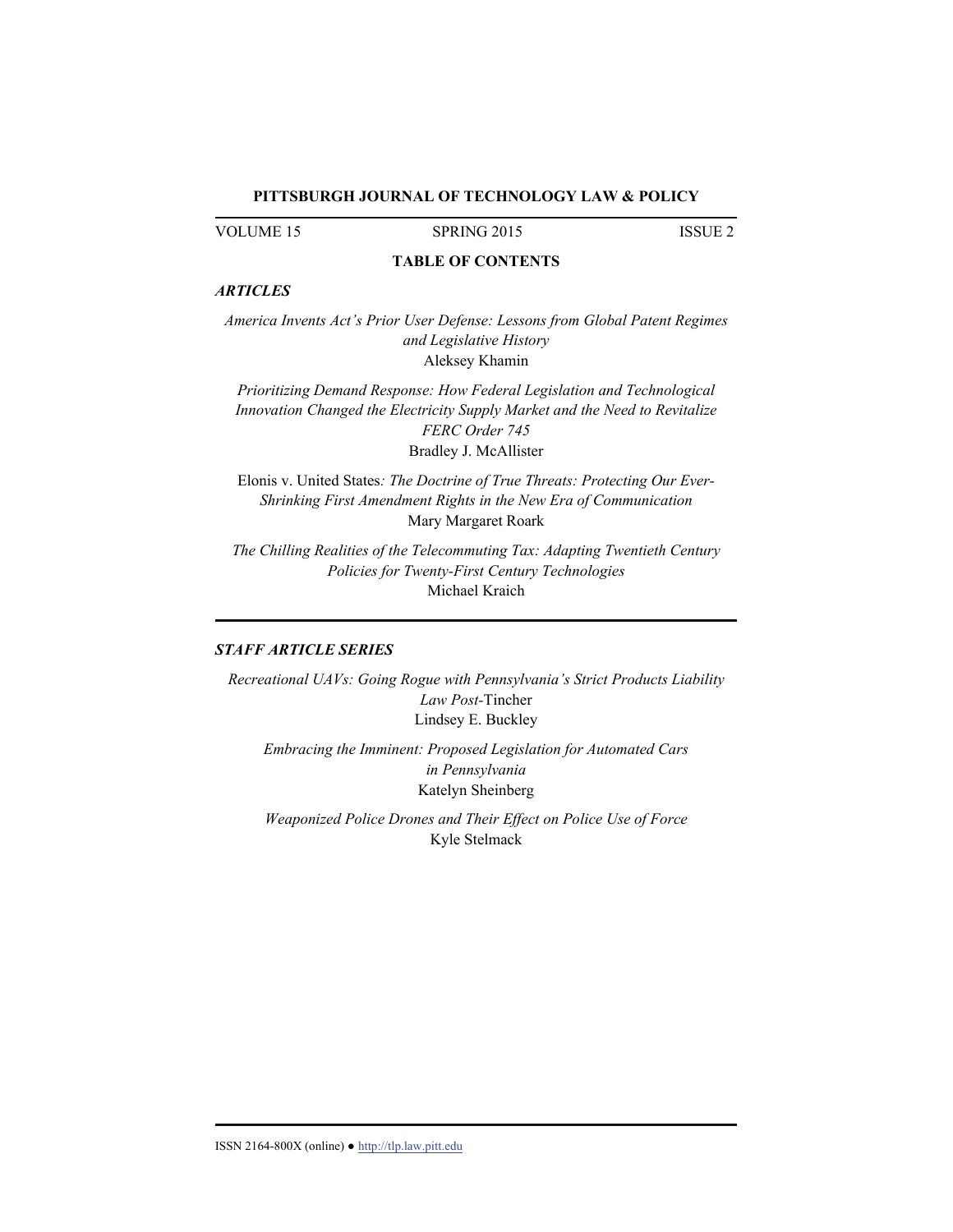**PITTSBURGH JOURNAL OF TECHNOLOGY LAW & POLICY**

VOLUME 15 SPRING 2015 ISSUE 2

**TABLE OF CONTENTS**

***ARTICLES***

*America Invents Act's Prior User Defense: Lessons from Global Patent Regimes and Legislative History*
Aleksey Khamin

*Prioritizing Demand Response: How Federal Legislation and Technological Innovation Changed the Electricity Supply Market and the Need to Revitalize FERC Order 745*
Bradley J. McAllister

Elonis v. United States*: The Doctrine of True Threats: Protecting Our Ever-Shrinking First Amendment Rights in the New Era of Communication*
Mary Margaret Roark

*The Chilling Realities of the Telecommuting Tax: Adapting Twentieth Century Policies for Twenty-First Century Technologies*
Michael Kraich

***STAFF ARTICLE SERIES***

*Recreational UAVs: Going Rogue with Pennsylvania's Strict Products Liability Law Post-*Tincher
Lindsey E. Buckley

*Embracing the Imminent: Proposed Legislation for Automated Cars in Pennsylvania*
Katelyn Sheinberg

*Weaponized Police Drones and Their Effect on Police Use of Force*
Kyle Stelmack

ISSN 2164-800X (online) ● http://tlp.law.pitt.edu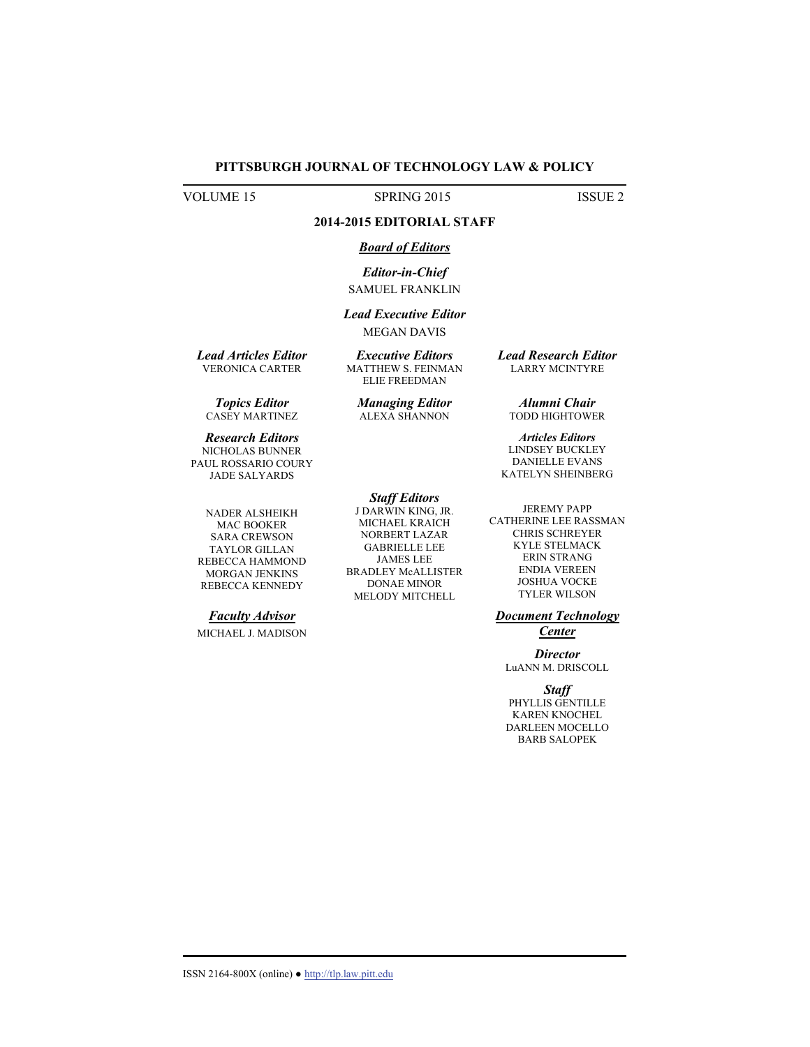# PITTSBURGH JOURNAL OF TECHNOLOGY LAW & POLICY

VOLUME 15 SPRING 2015 ISSUE 2

## 2014-2015 EDITORIAL STAFF

### ***Board of Editors***

***Editor-in-Chief***
SAMUEL FRANKLIN

***Lead Executive Editor***
MEGAN DAVIS

***Lead Articles Editor***
VERONICA CARTER

***Executive Editors***
MATTHEW S. FEINMAN
ELIE FREEDMAN

***Lead Research Editor***
LARRY MCINTYRE

***Topics Editor***
CASEY MARTINEZ

***Managing Editor***
ALEXA SHANNON

***Alumni Chair***
TODD HIGHTOWER

***Research Editors***
NICHOLAS BUNNER
PAUL ROSSARIO COURY
JADE SALYARDS

***Articles Editors***
LINDSEY BUCKLEY
DANIELLE EVANS
KATELYN SHEINBERG

***Staff Editors***

NADER ALSHEIKH
MAC BOOKER
SARA CREWSON
TAYLOR GILLAN
REBECCA HAMMOND
MORGAN JENKINS
REBECCA KENNEDY
J DARWIN KING, JR.
MICHAEL KRAICH
NORBERT LAZAR
GABRIELLE LEE
JAMES LEE
BRADLEY McALLISTER
DONAE MINOR
MELODY MITCHELL
JEREMY PAPP
CATHERINE LEE RASSMAN
CHRIS SCHREYER
KYLE STELMACK
ERIN STRANG
ENDIA VEREEN
JOSHUA VOCKE
TYLER WILSON

### ***Faculty Advisor***
MICHAEL J. MADISON

### ***Document Technology Center***

***Director***
LuANN M. DRISCOLL

***Staff***
PHYLLIS GENTILLE
KAREN KNOCHEL
DARLEEN MOCELLO
BARB SALOPEK

ISSN 2164-800X (online) ● http://tlp.law.pitt.edu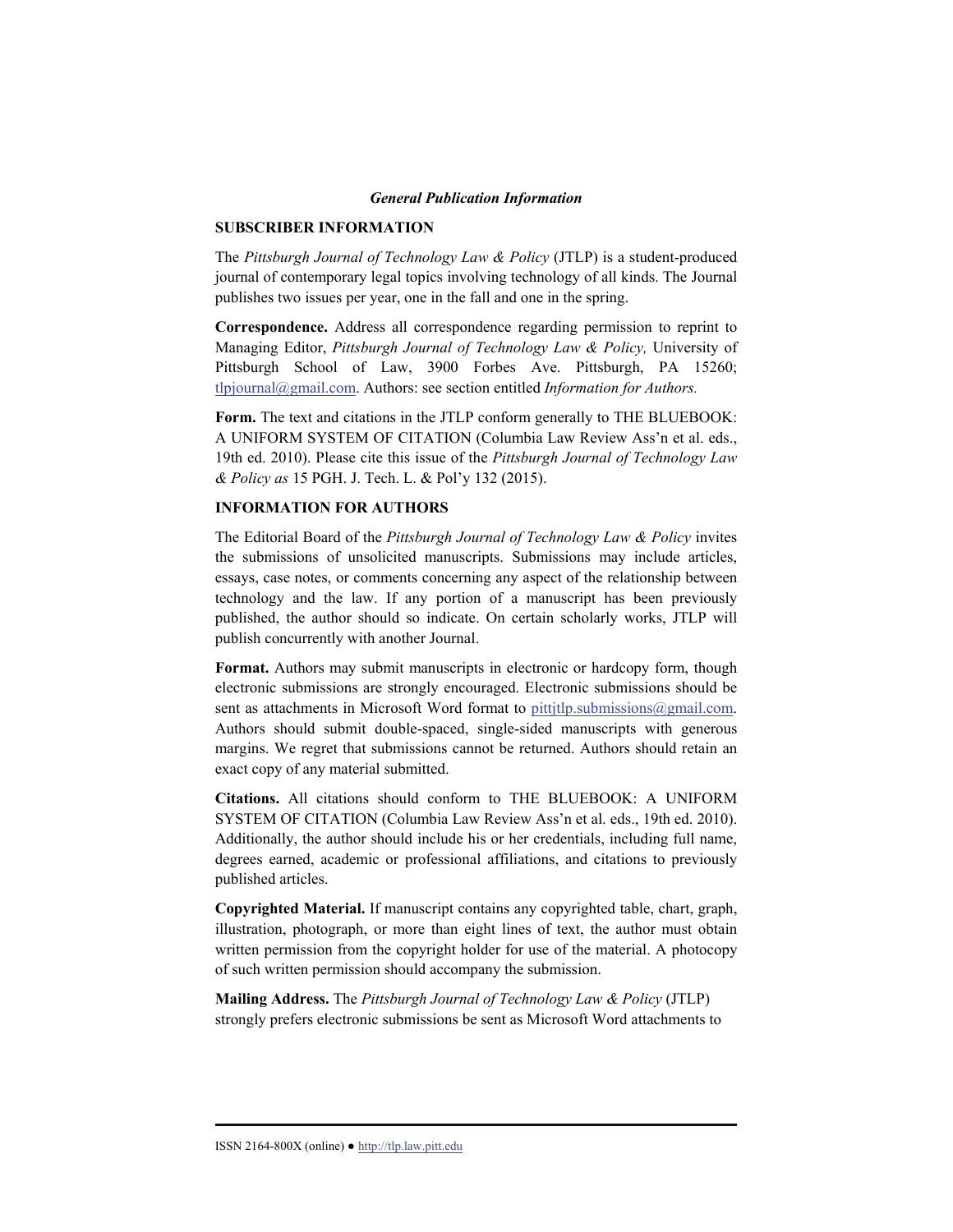***General Publication Information***

## SUBSCRIBER INFORMATION

The *Pittsburgh Journal of Technology Law & Policy* (JTLP) is a student-produced journal of contemporary legal topics involving technology of all kinds. The Journal publishes two issues per year, one in the fall and one in the spring.

**Correspondence.** Address all correspondence regarding permission to reprint to Managing Editor, *Pittsburgh Journal of Technology Law & Policy,* University of Pittsburgh School of Law, 3900 Forbes Ave. Pittsburgh, PA 15260; tlpjournal@gmail.com. Authors: see section entitled *Information for Authors.*

**Form.** The text and citations in the JTLP conform generally to THE BLUEBOOK: A UNIFORM SYSTEM OF CITATION (Columbia Law Review Ass'n et al. eds., 19th ed. 2010). Please cite this issue of the *Pittsburgh Journal of Technology Law & Policy as* 15 PGH. J. Tech. L. & Pol'y 132 (2015).

## INFORMATION FOR AUTHORS

The Editorial Board of the *Pittsburgh Journal of Technology Law & Policy* invites the submissions of unsolicited manuscripts. Submissions may include articles, essays, case notes, or comments concerning any aspect of the relationship between technology and the law. If any portion of a manuscript has been previously published, the author should so indicate. On certain scholarly works, JTLP will publish concurrently with another Journal.

**Format.** Authors may submit manuscripts in electronic or hardcopy form, though electronic submissions are strongly encouraged. Electronic submissions should be sent as attachments in Microsoft Word format to pittjtlp.submissions@gmail.com. Authors should submit double-spaced, single-sided manuscripts with generous margins. We regret that submissions cannot be returned. Authors should retain an exact copy of any material submitted.

**Citations.** All citations should conform to THE BLUEBOOK: A UNIFORM SYSTEM OF CITATION (Columbia Law Review Ass'n et al. eds., 19th ed. 2010). Additionally, the author should include his or her credentials, including full name, degrees earned, academic or professional affiliations, and citations to previously published articles.

**Copyrighted Material.** If manuscript contains any copyrighted table, chart, graph, illustration, photograph, or more than eight lines of text, the author must obtain written permission from the copyright holder for use of the material. A photocopy of such written permission should accompany the submission.

**Mailing Address.** The *Pittsburgh Journal of Technology Law & Policy* (JTLP) strongly prefers electronic submissions be sent as Microsoft Word attachments to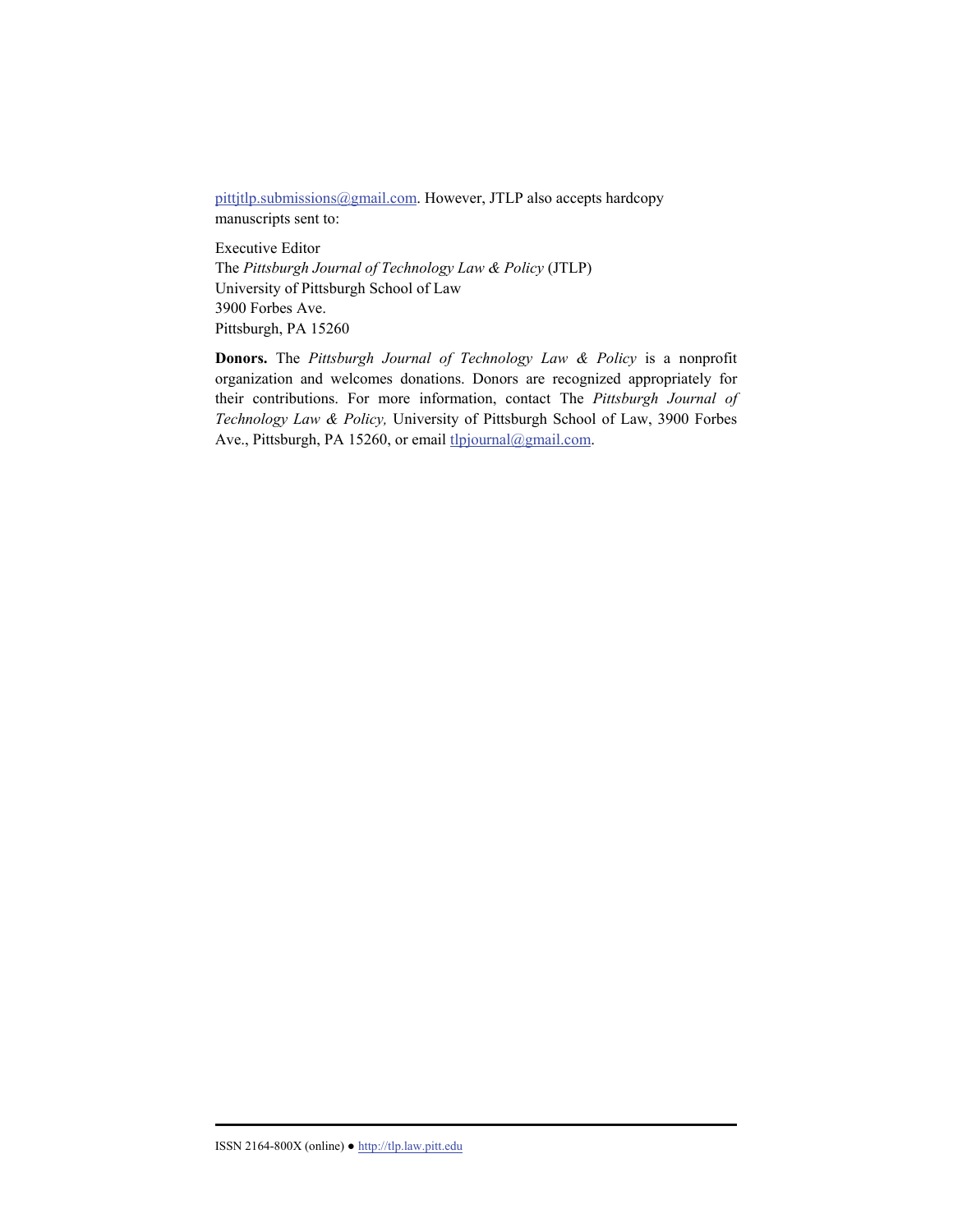pittjtlp.submissions@gmail.com. However, JTLP also accepts hardcopy manuscripts sent to:

Executive Editor
The *Pittsburgh Journal of Technology Law & Policy* (JTLP)
University of Pittsburgh School of Law
3900 Forbes Ave.
Pittsburgh, PA 15260

**Donors.** The *Pittsburgh Journal of Technology Law & Policy* is a nonprofit organization and welcomes donations. Donors are recognized appropriately for their contributions. For more information, contact The *Pittsburgh Journal of Technology Law & Policy,* University of Pittsburgh School of Law, 3900 Forbes Ave., Pittsburgh, PA 15260, or email tlpjournal@gmail.com.

ISSN 2164-800X (online) ● http://tlp.law.pitt.edu